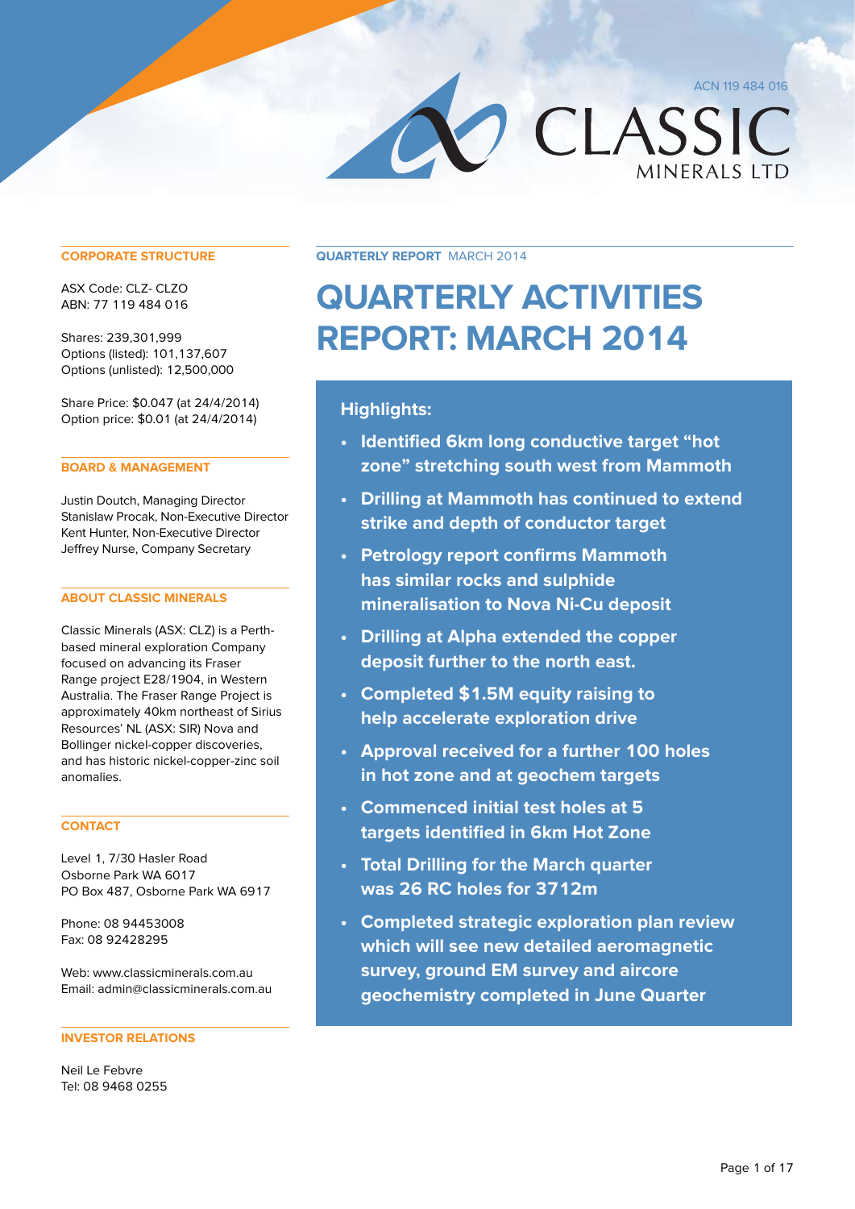ACN 119 484 016

CLASSIC MINERALS LTD

## CORPORATE STRUCTURE

ASX Code: CLZ- CLZO
ABN: 77 119 484 016

Shares: 239,301,999
Options (listed): 101,137,607
Options (unlisted): 12,500,000

Share Price: $0.047 (at 24/4/2014)
Option price: $0.01 (at 24/4/2014)

## BOARD & MANAGEMENT

Justin Doutch, Managing Director
Stanislaw Procak, Non-Executive Director
Kent Hunter, Non-Executive Director
Jeffrey Nurse, Company Secretary

## ABOUT CLASSIC MINERALS

Classic Minerals (ASX: CLZ) is a Perth-based mineral exploration Company focused on advancing its Fraser Range project E28/1904, in Western Australia. The Fraser Range Project is approximately 40km northeast of Sirius Resources' NL (ASX: SIR) Nova and Bollinger nickel-copper discoveries, and has historic nickel-copper-zinc soil anomalies.

## CONTACT

Level 1, 7/30 Hasler Road
Osborne Park WA 6017
PO Box 487, Osborne Park WA 6917

Phone: 08 94453008
Fax: 08 92428295

Web: www.classicminerals.com.au
Email: admin@classicminerals.com.au

## INVESTOR RELATIONS

Neil Le Febvre
Tel: 08 9468 0255

**QUARTERLY REPORT** MARCH 2014

# QUARTERLY ACTIVITIES REPORT: MARCH 2014

## Highlights:

- **Identified 6km long conductive target "hot zone" stretching south west from Mammoth**
- **Drilling at Mammoth has continued to extend strike and depth of conductor target**
- **Petrology report confirms Mammoth has similar rocks and sulphide mineralisation to Nova Ni-Cu deposit**
- **Drilling at Alpha extended the copper deposit further to the north east.**
- **Completed $1.5M equity raising to help accelerate exploration drive**
- **Approval received for a further 100 holes in hot zone and at geochem targets**
- **Commenced initial test holes at 5 targets identified in 6km Hot Zone**
- **Total Drilling for the March quarter was 26 RC holes for 3712m**
- **Completed strategic exploration plan review which will see new detailed aeromagnetic survey, ground EM survey and aircore geochemistry completed in June Quarter**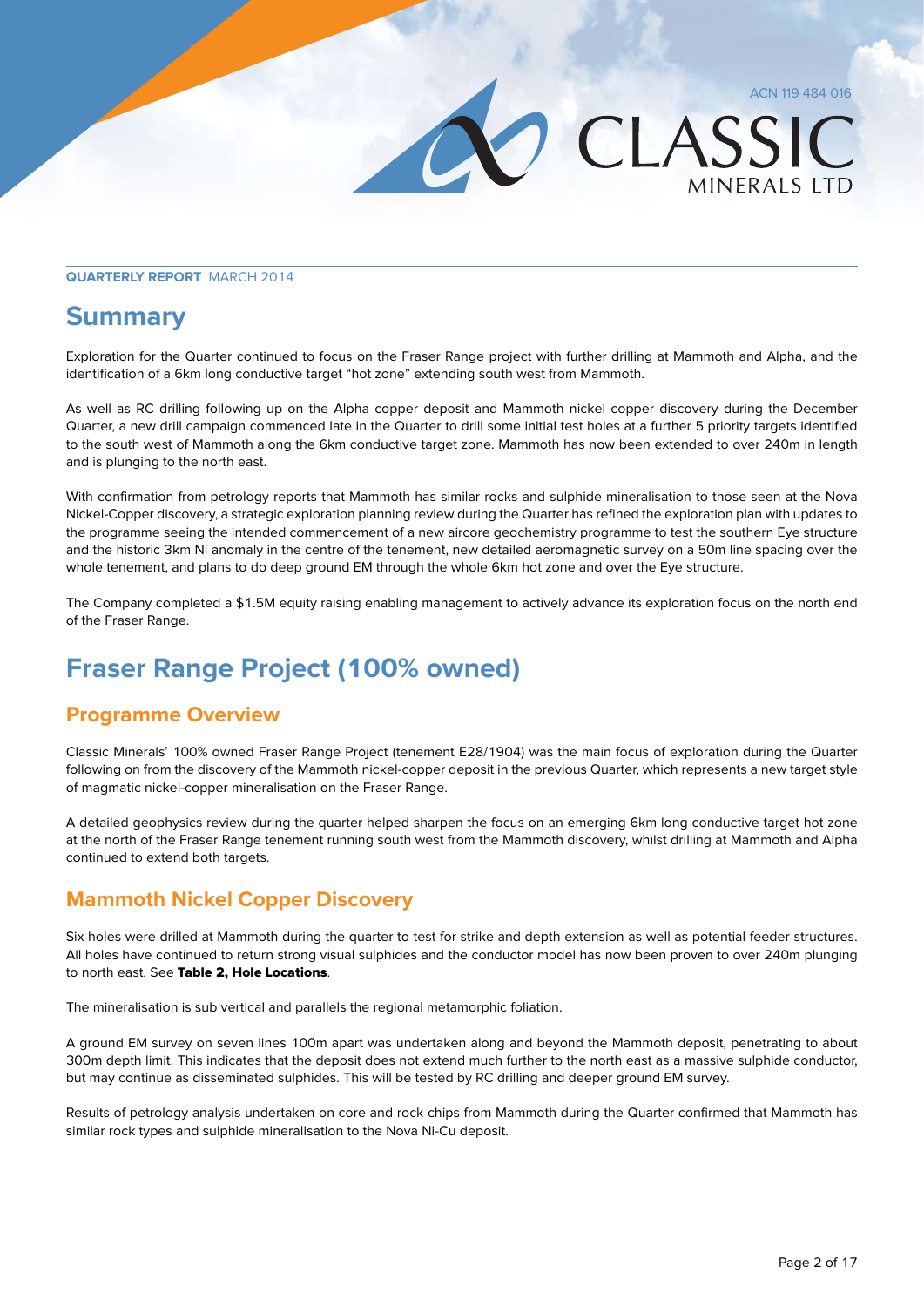ACN 119 484 016

**QUARTERLY REPORT** MARCH 2014

# Summary

Exploration for the Quarter continued to focus on the Fraser Range project with further drilling at Mammoth and Alpha, and the identification of a 6km long conductive target "hot zone" extending south west from Mammoth.

As well as RC drilling following up on the Alpha copper deposit and Mammoth nickel copper discovery during the December Quarter, a new drill campaign commenced late in the Quarter to drill some initial test holes at a further 5 priority targets identified to the south west of Mammoth along the 6km conductive target zone. Mammoth has now been extended to over 240m in length and is plunging to the north east.

With confirmation from petrology reports that Mammoth has similar rocks and sulphide mineralisation to those seen at the Nova Nickel-Copper discovery, a strategic exploration planning review during the Quarter has refined the exploration plan with updates to the programme seeing the intended commencement of a new aircore geochemistry programme to test the southern Eye structure and the historic 3km Ni anomaly in the centre of the tenement, new detailed aeromagnetic survey on a 50m line spacing over the whole tenement, and plans to do deep ground EM through the whole 6km hot zone and over the Eye structure.

The Company completed a $1.5M equity raising enabling management to actively advance its exploration focus on the north end of the Fraser Range.

# Fraser Range Project (100% owned)

## Programme Overview

Classic Minerals' 100% owned Fraser Range Project (tenement E28/1904) was the main focus of exploration during the Quarter following on from the discovery of the Mammoth nickel-copper deposit in the previous Quarter, which represents a new target style of magmatic nickel-copper mineralisation on the Fraser Range.

A detailed geophysics review during the quarter helped sharpen the focus on an emerging 6km long conductive target hot zone at the north of the Fraser Range tenement running south west from the Mammoth discovery, whilst drilling at Mammoth and Alpha continued to extend both targets.

## Mammoth Nickel Copper Discovery

Six holes were drilled at Mammoth during the quarter to test for strike and depth extension as well as potential feeder structures. All holes have continued to return strong visual sulphides and the conductor model has now been proven to over 240m plunging to north east. See **Table 2, Hole Locations**.

The mineralisation is sub vertical and parallels the regional metamorphic foliation.

A ground EM survey on seven lines 100m apart was undertaken along and beyond the Mammoth deposit, penetrating to about 300m depth limit. This indicates that the deposit does not extend much further to the north east as a massive sulphide conductor, but may continue as disseminated sulphides. This will be tested by RC drilling and deeper ground EM survey.

Results of petrology analysis undertaken on core and rock chips from Mammoth during the Quarter confirmed that Mammoth has similar rock types and sulphide mineralisation to the Nova Ni-Cu deposit.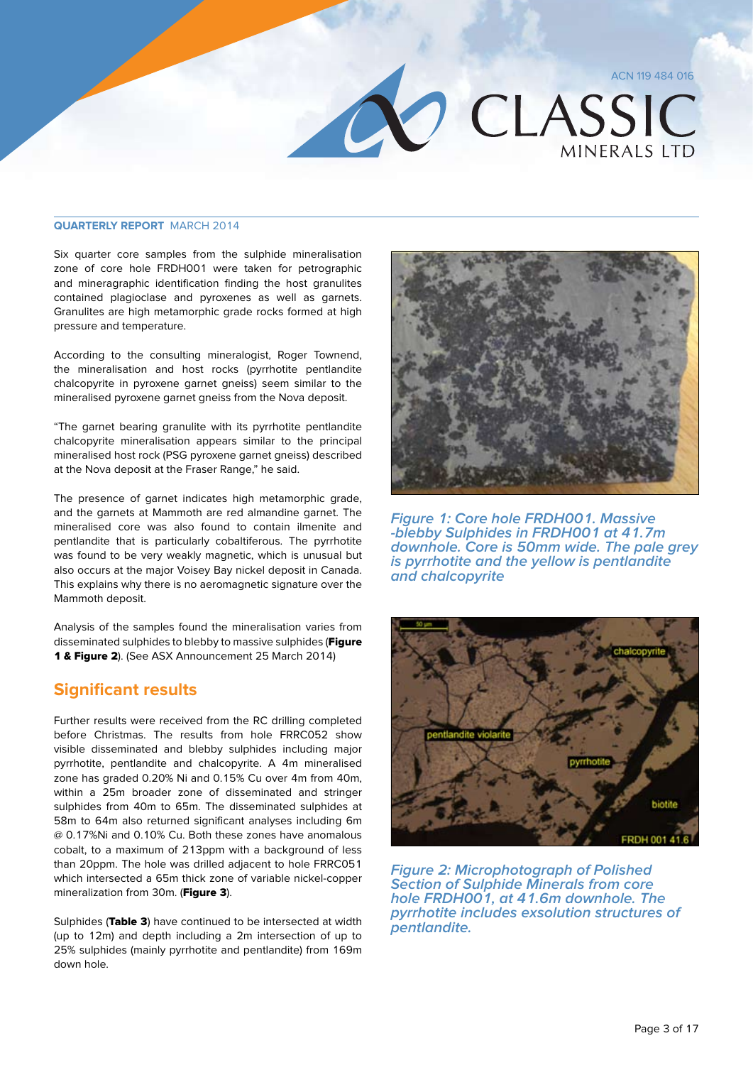**QUARTERLY REPORT** MARCH 2014

Six quarter core samples from the sulphide mineralisation zone of core hole FRDH001 were taken for petrographic and mineragraphic identification finding the host granulites contained plagioclase and pyroxenes as well as garnets. Granulites are high metamorphic grade rocks formed at high pressure and temperature.

According to the consulting mineralogist, Roger Townend, the mineralisation and host rocks (pyrrhotite pentlandite chalcopyrite in pyroxene garnet gneiss) seem similar to the mineralised pyroxene garnet gneiss from the Nova deposit.

"The garnet bearing granulite with its pyrrhotite pentlandite chalcopyrite mineralisation appears similar to the principal mineralised host rock (PSG pyroxene garnet gneiss) described at the Nova deposit at the Fraser Range," he said.

The presence of garnet indicates high metamorphic grade, and the garnets at Mammoth are red almandine garnet. The mineralised core was also found to contain ilmenite and pentlandite that is particularly cobaltiferous. The pyrrhotite was found to be very weakly magnetic, which is unusual but also occurs at the major Voisey Bay nickel deposit in Canada. This explains why there is no aeromagnetic signature over the Mammoth deposit.

Analysis of the samples found the mineralisation varies from disseminated sulphides to blebby to massive sulphides (**Figure 1 & Figure 2**). (See ASX Announcement 25 March 2014)

*Figure 1: Core hole FRDH001. Massive -blebby Sulphides in FRDH001 at 41.7m downhole. Core is 50mm wide. The pale grey is pyrrhotite and the yellow is pentlandite and chalcopyrite*

*Figure 2: Microphotograph of Polished Section of Sulphide Minerals from core hole FRDH001, at 41.6m downhole. The pyrrhotite includes exsolution structures of pentlandite.*

## Significant results

Further results were received from the RC drilling completed before Christmas. The results from hole FRRC052 show visible disseminated and blebby sulphides including major pyrrhotite, pentlandite and chalcopyrite. A 4m mineralised zone has graded 0.20% Ni and 0.15% Cu over 4m from 40m, within a 25m broader zone of disseminated and stringer sulphides from 40m to 65m. The disseminated sulphides at 58m to 64m also returned significant analyses including 6m @ 0.17%Ni and 0.10% Cu. Both these zones have anomalous cobalt, to a maximum of 213ppm with a background of less than 20ppm. The hole was drilled adjacent to hole FRRC051 which intersected a 65m thick zone of variable nickel-copper mineralization from 30m. (**Figure 3**).

Sulphides (**Table 3**) have continued to be intersected at width (up to 12m) and depth including a 2m intersection of up to 25% sulphides (mainly pyrrhotite and pentlandite) from 169m down hole.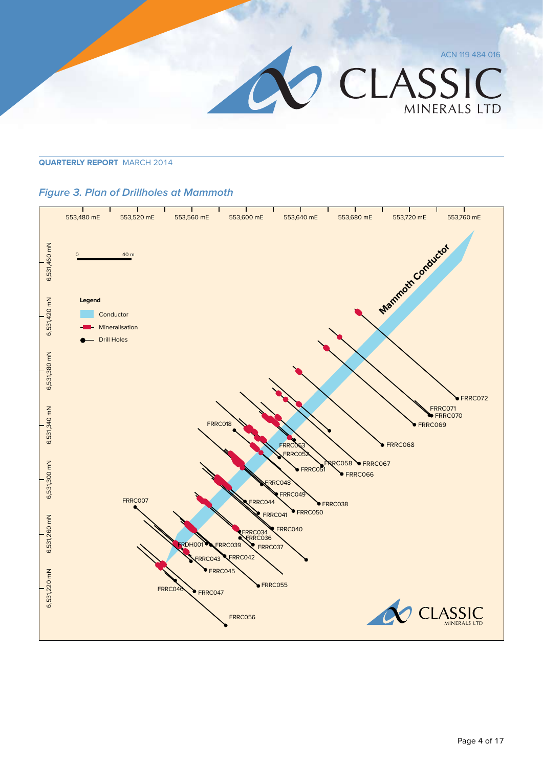**QUARTERLY REPORT** MARCH 2014

*Figure 3. Plan of Drillholes at Mammoth*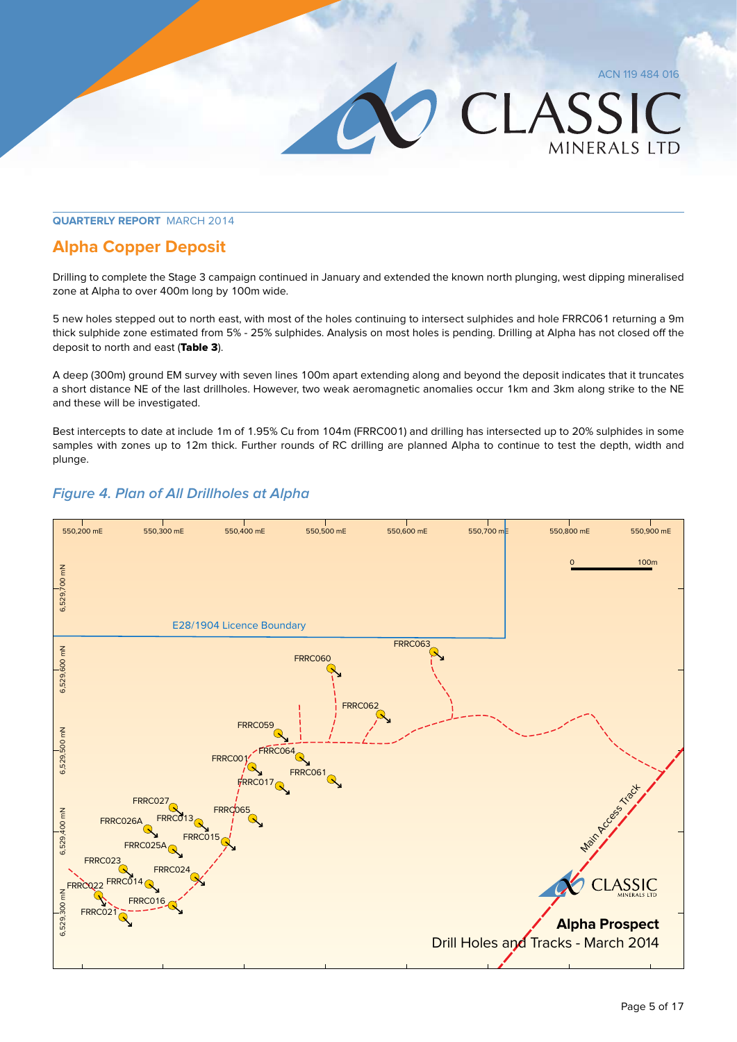QUARTERLY REPORT MARCH 2014

## Alpha Copper Deposit

Drilling to complete the Stage 3 campaign continued in January and extended the known north plunging, west dipping mineralised zone at Alpha to over 400m long by 100m wide.

5 new holes stepped out to north east, with most of the holes continuing to intersect sulphides and hole FRRC061 returning a 9m thick sulphide zone estimated from 5% - 25% sulphides. Analysis on most holes is pending. Drilling at Alpha has not closed off the deposit to north and east (**Table 3**).

A deep (300m) ground EM survey with seven lines 100m apart extending along and beyond the deposit indicates that it truncates a short distance NE of the last drillholes. However, two weak aeromagnetic anomalies occur 1km and 3km along strike to the NE and these will be investigated.

Best intercepts to date at include 1m of 1.95% Cu from 104m (FRRC001) and drilling has intersected up to 20% sulphides in some samples with zones up to 12m thick. Further rounds of RC drilling are planned Alpha to continue to test the depth, width and plunge.

### *Figure 4. Plan of All Drillholes at Alpha*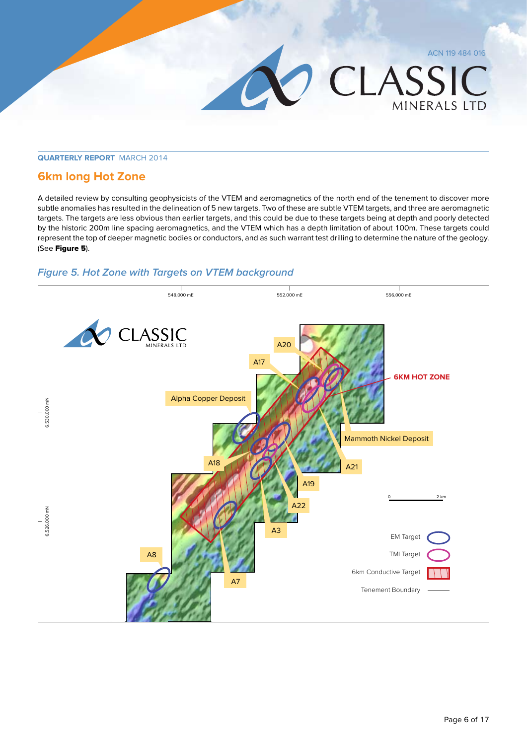## 6km long Hot Zone

A detailed review by consulting geophysicists of the VTEM and aeromagnetics of the north end of the tenement to discover more subtle anomalies has resulted in the delineation of 5 new targets. Two of these are subtle VTEM targets, and three are aeromagnetic targets. The targets are less obvious than earlier targets, and this could be due to these targets being at depth and poorly detected by the historic 200m line spacing aeromagnetics, and the VTEM which has a depth limitation of about 100m. These targets could represent the top of deeper magnetic bodies or conductors, and as such warrant test drilling to determine the nature of the geology. (See **Figure 5**).

*Figure 5. Hot Zone with Targets on VTEM background*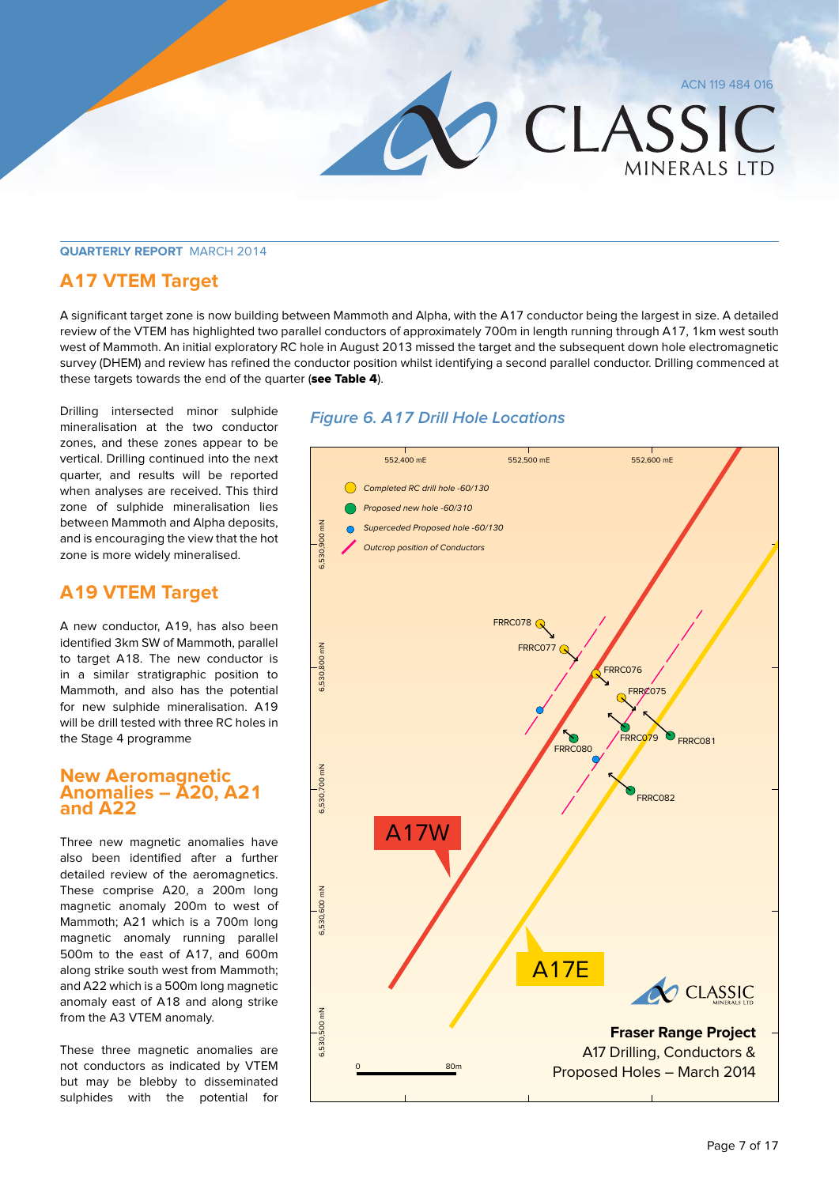**QUARTERLY REPORT** MARCH 2014

## A17 VTEM Target

A significant target zone is now building between Mammoth and Alpha, with the A17 conductor being the largest in size. A detailed review of the VTEM has highlighted two parallel conductors of approximately 700m in length running through A17, 1km west south west of Mammoth. An initial exploratory RC hole in August 2013 missed the target and the subsequent down hole electromagnetic survey (DHEM) and review has refined the conductor position whilst identifying a second parallel conductor. Drilling commenced at these targets towards the end of the quarter (**see Table 4**).

Drilling intersected minor sulphide mineralisation at the two conductor zones, and these zones appear to be vertical. Drilling continued into the next quarter, and results will be reported when analyses are received. This third zone of sulphide mineralisation lies between Mammoth and Alpha deposits, and is encouraging the view that the hot zone is more widely mineralised.

## A19 VTEM Target

A new conductor, A19, has also been identified 3km SW of Mammoth, parallel to target A18. The new conductor is in a similar stratigraphic position to Mammoth, and also has the potential for new sulphide mineralisation. A19 will be drill tested with three RC holes in the Stage 4 programme

## New Aeromagnetic Anomalies – A20, A21 and A22

Three new magnetic anomalies have also been identified after a further detailed review of the aeromagnetics. These comprise A20, a 200m long magnetic anomaly 200m to west of Mammoth; A21 which is a 700m long magnetic anomaly running parallel 500m to the east of A17, and 600m along strike south west from Mammoth; and A22 which is a 500m long magnetic anomaly east of A18 and along strike from the A3 VTEM anomaly.

These three magnetic anomalies are not conductors as indicated by VTEM but may be blebby to disseminated sulphides with the potential for

*Figure 6. A17 Drill Hole Locations*

**Fraser Range Project**
A17 Drilling, Conductors & Proposed Holes – March 2014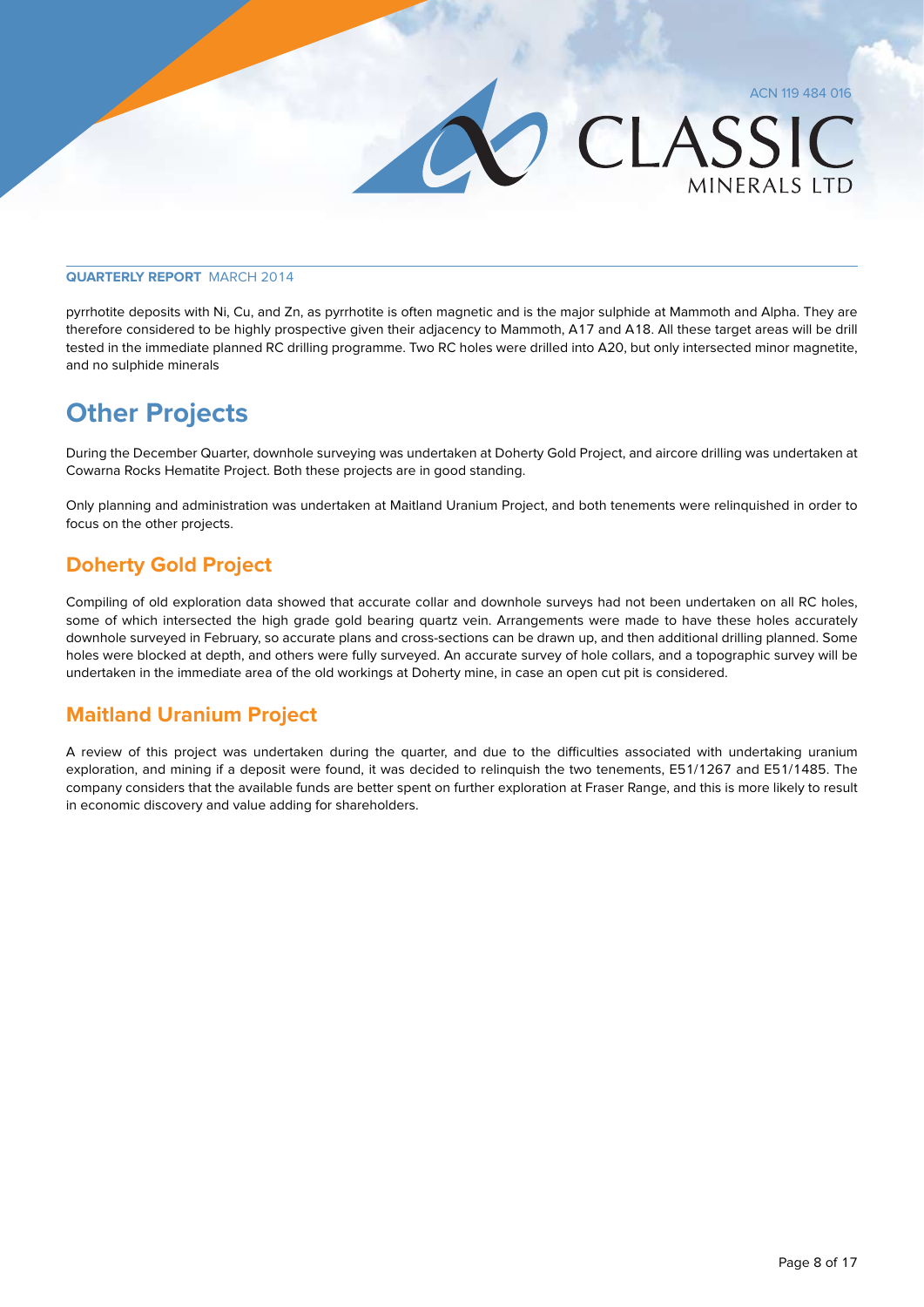pyrrhotite deposits with Ni, Cu, and Zn, as pyrrhotite is often magnetic and is the major sulphide at Mammoth and Alpha. They are therefore considered to be highly prospective given their adjacency to Mammoth, A17 and A18. All these target areas will be drill tested in the immediate planned RC drilling programme. Two RC holes were drilled into A20, but only intersected minor magnetite, and no sulphide minerals

# Other Projects

During the December Quarter, downhole surveying was undertaken at Doherty Gold Project, and aircore drilling was undertaken at Cowarna Rocks Hematite Project. Both these projects are in good standing.

Only planning and administration was undertaken at Maitland Uranium Project, and both tenements were relinquished in order to focus on the other projects.

## Doherty Gold Project

Compiling of old exploration data showed that accurate collar and downhole surveys had not been undertaken on all RC holes, some of which intersected the high grade gold bearing quartz vein. Arrangements were made to have these holes accurately downhole surveyed in February, so accurate plans and cross-sections can be drawn up, and then additional drilling planned. Some holes were blocked at depth, and others were fully surveyed. An accurate survey of hole collars, and a topographic survey will be undertaken in the immediate area of the old workings at Doherty mine, in case an open cut pit is considered.

## Maitland Uranium Project

A review of this project was undertaken during the quarter, and due to the difficulties associated with undertaking uranium exploration, and mining if a deposit were found, it was decided to relinquish the two tenements, E51/1267 and E51/1485. The company considers that the available funds are better spent on further exploration at Fraser Range, and this is more likely to result in economic discovery and value adding for shareholders.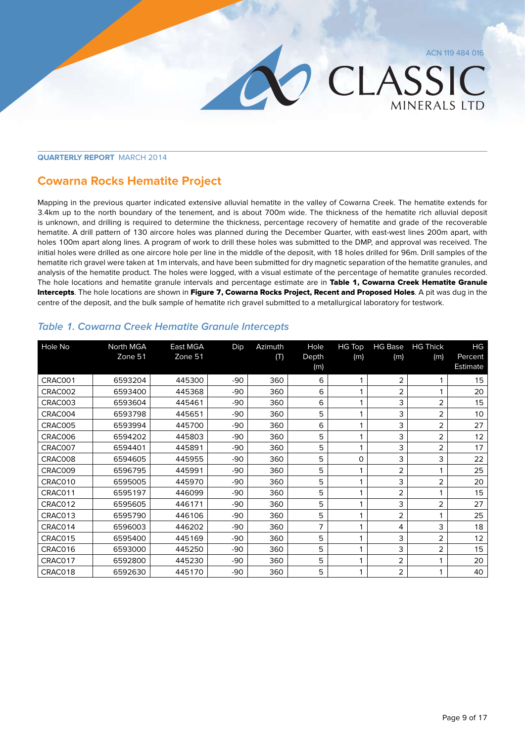QUARTERLY REPORT MARCH 2014

## Cowarna Rocks Hematite Project

Mapping in the previous quarter indicated extensive alluvial hematite in the valley of Cowarna Creek. The hematite extends for 3.4km up to the north boundary of the tenement, and is about 700m wide. The thickness of the hematite rich alluvial deposit is unknown, and drilling is required to determine the thickness, percentage recovery of hematite and grade of the recoverable hematite. A drill pattern of 130 aircore holes was planned during the December Quarter, with east-west lines 200m apart, with holes 100m apart along lines. A program of work to drill these holes was submitted to the DMP, and approval was received. The initial holes were drilled as one aircore hole per line in the middle of the deposit, with 18 holes drilled for 96m. Drill samples of the hematite rich gravel were taken at 1m intervals, and have been submitted for dry magnetic separation of the hematite granules, and analysis of the hematite product. The holes were logged, with a visual estimate of the percentage of hematite granules recorded. The hole locations and hematite granule intervals and percentage estimate are in **Table 1, Cowarna Creek Hematite Granule Intercepts**. The hole locations are shown in **Figure 7, Cowarna Rocks Project, Recent and Proposed Holes**. A pit was dug in the centre of the deposit, and the bulk sample of hematite rich gravel submitted to a metallurgical laboratory for testwork.

### *Table 1. Cowarna Creek Hematite Granule Intercepts*

| Hole No | North MGA Zone 51 | East MGA Zone 51 | Dip | Azimuth (T) | Hole Depth (m) | HG Top (m) | HG Base (m) | HG Thick (m) | HG Percent Estimate |
|---|---|---|---|---|---|---|---|---|---|
| CRAC001 | 6593204 | 445300 | -90 | 360 | 6 | 1 | 2 | 1 | 15 |
| CRAC002 | 6593400 | 445368 | -90 | 360 | 6 | 1 | 2 | 1 | 20 |
| CRAC003 | 6593604 | 445461 | -90 | 360 | 6 | 1 | 3 | 2 | 15 |
| CRAC004 | 6593798 | 445651 | -90 | 360 | 5 | 1 | 3 | 2 | 10 |
| CRAC005 | 6593994 | 445700 | -90 | 360 | 6 | 1 | 3 | 2 | 27 |
| CRAC006 | 6594202 | 445803 | -90 | 360 | 5 | 1 | 3 | 2 | 12 |
| CRAC007 | 6594401 | 445891 | -90 | 360 | 5 | 1 | 3 | 2 | 17 |
| CRAC008 | 6594605 | 445955 | -90 | 360 | 5 | 0 | 3 | 3 | 22 |
| CRAC009 | 6596795 | 445991 | -90 | 360 | 5 | 1 | 2 | 1 | 25 |
| CRAC010 | 6595005 | 445970 | -90 | 360 | 5 | 1 | 3 | 2 | 20 |
| CRAC011 | 6595197 | 446099 | -90 | 360 | 5 | 1 | 2 | 1 | 15 |
| CRAC012 | 6595605 | 446171 | -90 | 360 | 5 | 1 | 3 | 2 | 27 |
| CRAC013 | 6595790 | 446106 | -90 | 360 | 5 | 1 | 2 | 1 | 25 |
| CRAC014 | 6596003 | 446202 | -90 | 360 | 7 | 1 | 4 | 3 | 18 |
| CRAC015 | 6595400 | 445169 | -90 | 360 | 5 | 1 | 3 | 2 | 12 |
| CRAC016 | 6593000 | 445250 | -90 | 360 | 5 | 1 | 3 | 2 | 15 |
| CRAC017 | 6592800 | 445230 | -90 | 360 | 5 | 1 | 2 | 1 | 20 |
| CRAC018 | 6592630 | 445170 | -90 | 360 | 5 | 1 | 2 | 1 | 40 |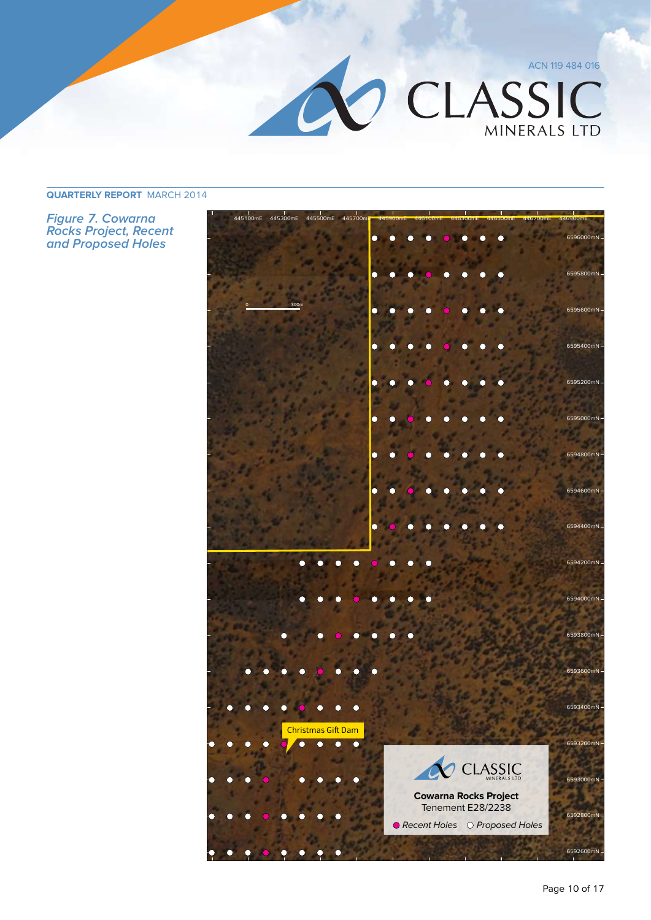QUARTERLY REPORT MARCH 2014

*Figure 7. Cowarna Rocks Project, Recent and Proposed Holes*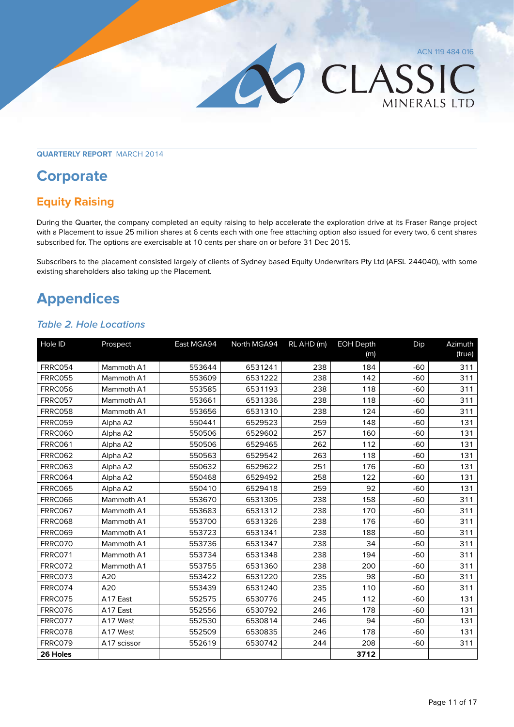**QUARTERLY REPORT** MARCH 2014

# Corporate

## Equity Raising

During the Quarter, the company completed an equity raising to help accelerate the exploration drive at its Fraser Range project with a Placement to issue 25 million shares at 6 cents each with one free attaching option also issued for every two, 6 cent shares subscribed for. The options are exercisable at 10 cents per share on or before 31 Dec 2015.

Subscribers to the placement consisted largely of clients of Sydney based Equity Underwriters Pty Ltd (AFSL 244040), with some existing shareholders also taking up the Placement.

# Appendices

### *Table 2. Hole Locations*

| Hole ID | Prospect | East MGA94 | North MGA94 | RL AHD (m) | EOH Depth (m) | Dip | Azimuth (true) |
|---|---|---|---|---|---|---|---|
| FRRC054 | Mammoth A1 | 553644 | 6531241 | 238 | 184 | -60 | 311 |
| FRRC055 | Mammoth A1 | 553609 | 6531222 | 238 | 142 | -60 | 311 |
| FRRC056 | Mammoth A1 | 553585 | 6531193 | 238 | 118 | -60 | 311 |
| FRRC057 | Mammoth A1 | 553661 | 6531336 | 238 | 118 | -60 | 311 |
| FRRC058 | Mammoth A1 | 553656 | 6531310 | 238 | 124 | -60 | 311 |
| FRRC059 | Alpha A2 | 550441 | 6529523 | 259 | 148 | -60 | 131 |
| FRRC060 | Alpha A2 | 550506 | 6529602 | 257 | 160 | -60 | 131 |
| FRRC061 | Alpha A2 | 550506 | 6529465 | 262 | 112 | -60 | 131 |
| FRRC062 | Alpha A2 | 550563 | 6529542 | 263 | 118 | -60 | 131 |
| FRRC063 | Alpha A2 | 550632 | 6529622 | 251 | 176 | -60 | 131 |
| FRRC064 | Alpha A2 | 550468 | 6529492 | 258 | 122 | -60 | 131 |
| FRRC065 | Alpha A2 | 550410 | 6529418 | 259 | 92 | -60 | 131 |
| FRRC066 | Mammoth A1 | 553670 | 6531305 | 238 | 158 | -60 | 311 |
| FRRC067 | Mammoth A1 | 553683 | 6531312 | 238 | 170 | -60 | 311 |
| FRRC068 | Mammoth A1 | 553700 | 6531326 | 238 | 176 | -60 | 311 |
| FRRC069 | Mammoth A1 | 553723 | 6531341 | 238 | 188 | -60 | 311 |
| FRRC070 | Mammoth A1 | 553736 | 6531347 | 238 | 34 | -60 | 311 |
| FRRC071 | Mammoth A1 | 553734 | 6531348 | 238 | 194 | -60 | 311 |
| FRRC072 | Mammoth A1 | 553755 | 6531360 | 238 | 200 | -60 | 311 |
| FRRC073 | A20 | 553422 | 6531220 | 235 | 98 | -60 | 311 |
| FRRC074 | A20 | 553439 | 6531240 | 235 | 110 | -60 | 311 |
| FRRC075 | A17 East | 552575 | 6530776 | 245 | 112 | -60 | 131 |
| FRRC076 | A17 East | 552556 | 6530792 | 246 | 178 | -60 | 131 |
| FRRC077 | A17 West | 552530 | 6530814 | 246 | 94 | -60 | 131 |
| FRRC078 | A17 West | 552509 | 6530835 | 246 | 178 | -60 | 131 |
| FRRC079 | A17 scissor | 552619 | 6530742 | 244 | 208 | -60 | 311 |
| **26 Holes** | | | | | **3712** | | |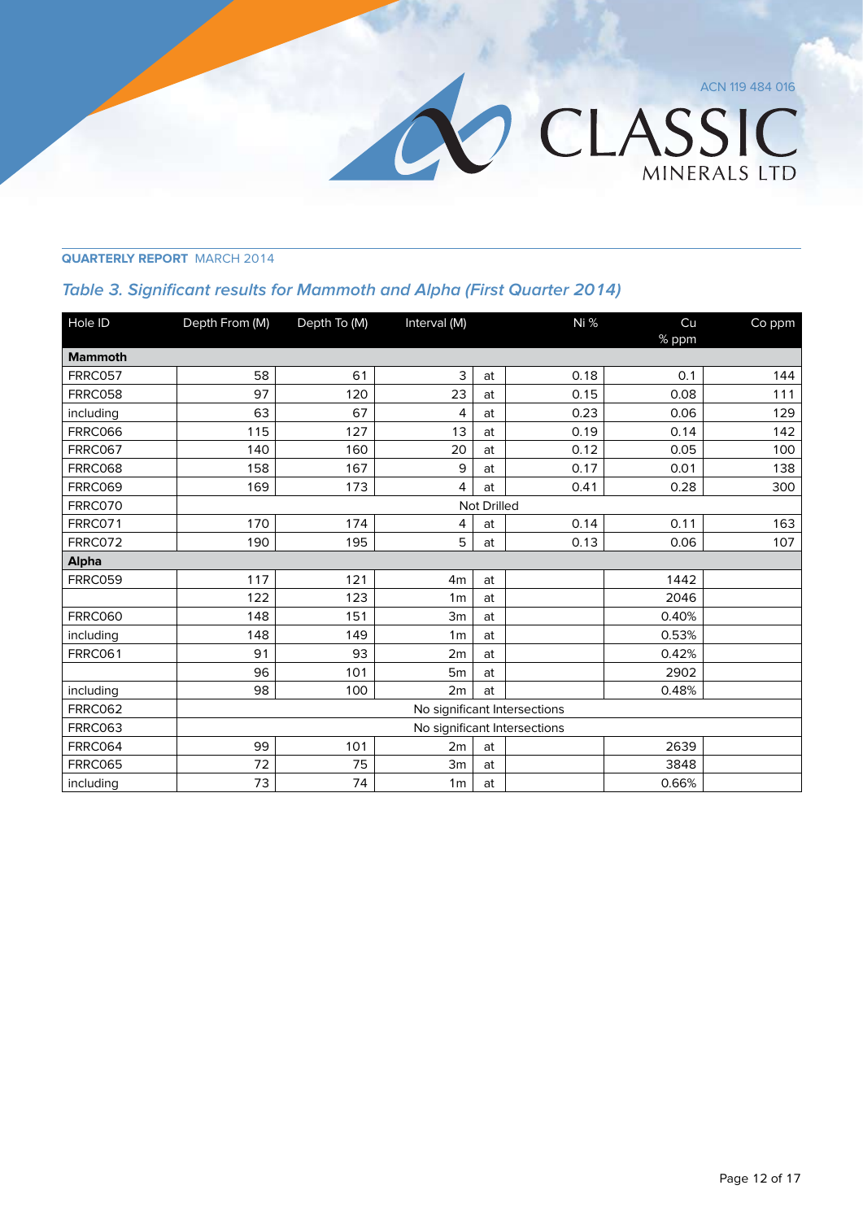# Table 3. Significant results for Mammoth and Alpha (First Quarter 2014)

| Hole ID | Depth From (M) | Depth To (M) | Interval (M) | | Ni % | Cu % ppm | Co ppm |
|---|---|---|---|---|---|---|---|
| **Mammoth** | | | | | | | |
| FRRC057 | 58 | 61 | 3 | at | 0.18 | 0.1 | 144 |
| FRRC058 | 97 | 120 | 23 | at | 0.15 | 0.08 | 111 |
| including | 63 | 67 | 4 | at | 0.23 | 0.06 | 129 |
| FRRC066 | 115 | 127 | 13 | at | 0.19 | 0.14 | 142 |
| FRRC067 | 140 | 160 | 20 | at | 0.12 | 0.05 | 100 |
| FRRC068 | 158 | 167 | 9 | at | 0.17 | 0.01 | 138 |
| FRRC069 | 169 | 173 | 4 | at | 0.41 | 0.28 | 300 |
| FRRC070 | Not Drilled | | | | | | |
| FRRC071 | 170 | 174 | 4 | at | 0.14 | 0.11 | 163 |
| FRRC072 | 190 | 195 | 5 | at | 0.13 | 0.06 | 107 |
| **Alpha** | | | | | | | |
| FRRC059 | 117 | 121 | 4m | at | | 1442 | |
| | 122 | 123 | 1m | at | | 2046 | |
| FRRC060 | 148 | 151 | 3m | at | | 0.40% | |
| including | 148 | 149 | 1m | at | | 0.53% | |
| FRRC061 | 91 | 93 | 2m | at | | 0.42% | |
| | 96 | 101 | 5m | at | | 2902 | |
| including | 98 | 100 | 2m | at | | 0.48% | |
| FRRC062 | No significant Intersections | | | | | | |
| FRRC063 | No significant Intersections | | | | | | |
| FRRC064 | 99 | 101 | 2m | at | | 2639 | |
| FRRC065 | 72 | 75 | 3m | at | | 3848 | |
| including | 73 | 74 | 1m | at | | 0.66% | |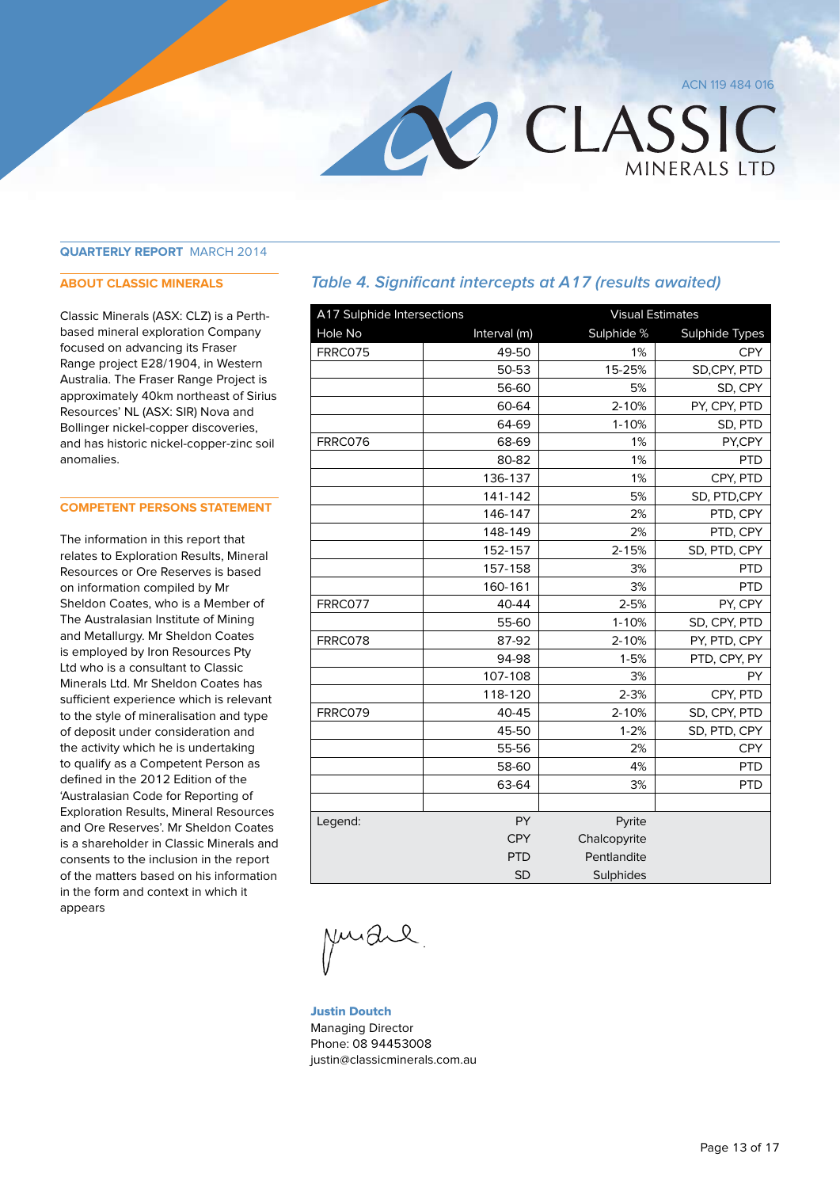**QUARTERLY REPORT** MARCH 2014

### ABOUT CLASSIC MINERALS

Classic Minerals (ASX: CLZ) is a Perth-based mineral exploration Company focused on advancing its Fraser Range project E28/1904, in Western Australia. The Fraser Range Project is approximately 40km northeast of Sirius Resources' NL (ASX: SIR) Nova and Bollinger nickel-copper discoveries, and has historic nickel-copper-zinc soil anomalies.

### COMPETENT PERSONS STATEMENT

The information in this report that relates to Exploration Results, Mineral Resources or Ore Reserves is based on information compiled by Mr Sheldon Coates, who is a Member of The Australasian Institute of Mining and Metallurgy. Mr Sheldon Coates is employed by Iron Resources Pty Ltd who is a consultant to Classic Minerals Ltd. Mr Sheldon Coates has sufficient experience which is relevant to the style of mineralisation and type of deposit under consideration and the activity which he is undertaking to qualify as a Competent Person as defined in the 2012 Edition of the 'Australasian Code for Reporting of Exploration Results, Mineral Resources and Ore Reserves'. Mr Sheldon Coates is a shareholder in Classic Minerals and consents to the inclusion in the report of the matters based on his information in the form and context in which it appears

### *Table 4. Significant intercepts at A17 (results awaited)*

| A17 Sulphide Intersections | | Visual Estimates | |
|---|---|---|---|
| Hole No | Interval (m) | Sulphide % | Sulphide Types |
| FRRC075 | 49-50 | 1% | CPY |
| | 50-53 | 15-25% | SD,CPY, PTD |
| | 56-60 | 5% | SD, CPY |
| | 60-64 | 2-10% | PY, CPY, PTD |
| | 64-69 | 1-10% | SD, PTD |
| FRRC076 | 68-69 | 1% | PY,CPY |
| | 80-82 | 1% | PTD |
| | 136-137 | 1% | CPY, PTD |
| | 141-142 | 5% | SD, PTD,CPY |
| | 146-147 | 2% | PTD, CPY |
| | 148-149 | 2% | PTD, CPY |
| | 152-157 | 2-15% | SD, PTD, CPY |
| | 157-158 | 3% | PTD |
| | 160-161 | 3% | PTD |
| FRRC077 | 40-44 | 2-5% | PY, CPY |
| | 55-60 | 1-10% | SD, CPY, PTD |
| FRRC078 | 87-92 | 2-10% | PY, PTD, CPY |
| | 94-98 | 1-5% | PTD, CPY, PY |
| | 107-108 | 3% | PY |
| | 118-120 | 2-3% | CPY, PTD |
| FRRC079 | 40-45 | 2-10% | SD, CPY, PTD |
| | 45-50 | 1-2% | SD, PTD, CPY |
| | 55-56 | 2% | CPY |
| | 58-60 | 4% | PTD |
| | 63-64 | 3% | PTD |
| | | | |
| Legend: | PY | Pyrite | |
| | CPY | Chalcopyrite | |
| | PTD | Pentlandite | |
| | SD | Sulphides | |

**Justin Doutch**
Managing Director
Phone: 08 94453008
justin@classicminerals.com.au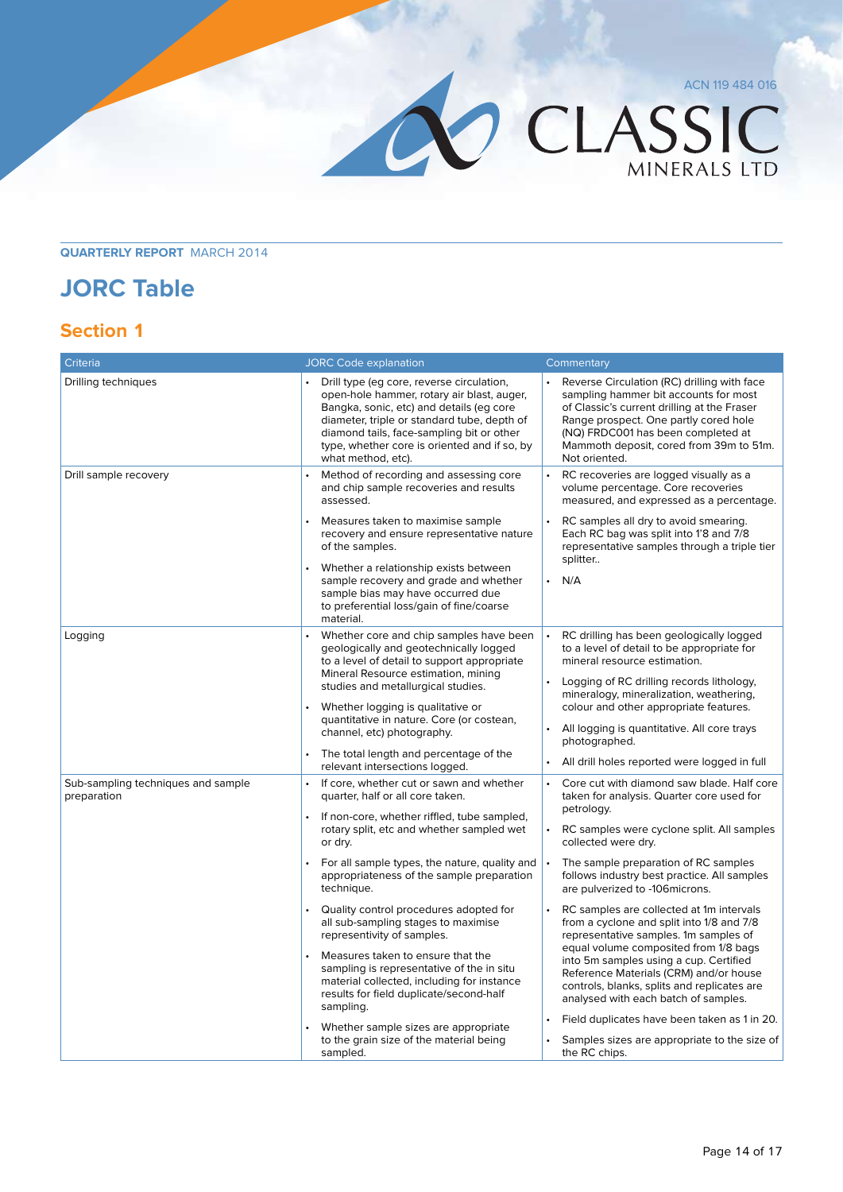**QUARTERLY REPORT** MARCH 2014

# JORC Table

## Section 1

| Criteria | JORC Code explanation | Commentary |
|---|---|---|
| Drilling techniques | • Drill type (eg core, reverse circulation, open-hole hammer, rotary air blast, auger, Bangka, sonic, etc) and details (eg core diameter, triple or standard tube, depth of diamond tails, face-sampling bit or other type, whether core is oriented and if so, by what method, etc). | • Reverse Circulation (RC) drilling with face sampling hammer bit accounts for most of Classic's current drilling at the Fraser Range prospect. One partly cored hole (NQ) FRDC001 has been completed at Mammoth deposit, cored from 39m to 51m. Not oriented. |
| Drill sample recovery | • Method of recording and assessing core and chip sample recoveries and results assessed.<br>• Measures taken to maximise sample recovery and ensure representative nature of the samples.<br>• Whether a relationship exists between sample recovery and grade and whether sample bias may have occurred due to preferential loss/gain of fine/coarse material. | • RC recoveries are logged visually as a volume percentage. Core recoveries measured, and expressed as a percentage.<br>• RC samples all dry to avoid smearing. Each RC bag was split into 1'8 and 7/8 representative samples through a triple tier splitter..<br>• N/A |
| Logging | • Whether core and chip samples have been geologically and geotechnically logged to a level of detail to support appropriate Mineral Resource estimation, mining studies and metallurgical studies.<br>• Whether logging is qualitative or quantitative in nature. Core (or costean, channel, etc) photography.<br>• The total length and percentage of the relevant intersections logged. | • RC drilling has been geologically logged to a level of detail to be appropriate for mineral resource estimation.<br>• Logging of RC drilling records lithology, mineralogy, mineralization, weathering, colour and other appropriate features.<br>• All logging is quantitative. All core trays photographed.<br>• All drill holes reported were logged in full |
| Sub-sampling techniques and sample preparation | • If core, whether cut or sawn and whether quarter, half or all core taken.<br>• If non-core, whether riffled, tube sampled, rotary split, etc and whether sampled wet or dry.<br>• For all sample types, the nature, quality and appropriateness of the sample preparation technique.<br>• Quality control procedures adopted for all sub-sampling stages to maximise representivity of samples.<br>• Measures taken to ensure that the sampling is representative of the in situ material collected, including for instance results for field duplicate/second-half sampling.<br>• Whether sample sizes are appropriate to the grain size of the material being sampled. | • Core cut with diamond saw blade. Half core taken for analysis. Quarter core used for petrology.<br>• RC samples were cyclone split. All samples collected were dry.<br>• The sample preparation of RC samples follows industry best practice. All samples are pulverized to -106microns.<br>• RC samples are collected at 1m intervals from a cyclone and split into 1/8 and 7/8 representative samples. 1m samples of equal volume composited from 1/8 bags into 5m samples using a cup. Certified Reference Materials (CRM) and/or house controls, blanks, splits and replicates are analysed with each batch of samples.<br>• Field duplicates have been taken as 1 in 20.<br>• Samples sizes are appropriate to the size of the RC chips. |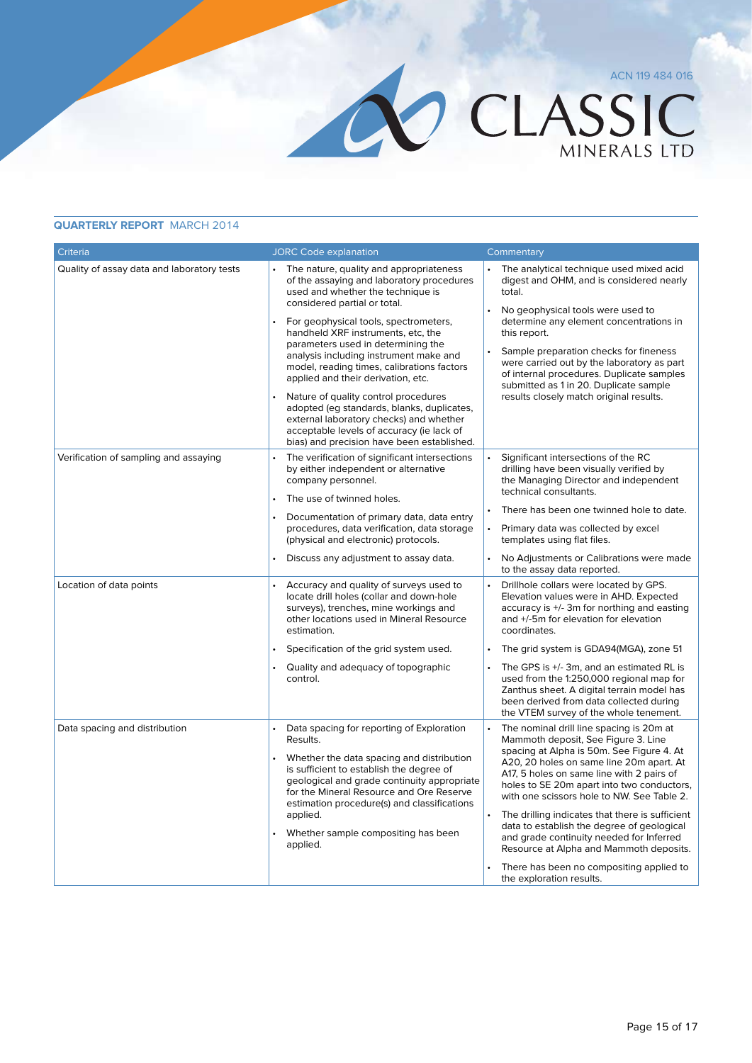**QUARTERLY REPORT** MARCH 2014

| Criteria | JORC Code explanation | Commentary |
|---|---|---|
| Quality of assay data and laboratory tests | • The nature, quality and appropriateness of the assaying and laboratory procedures used and whether the technique is considered partial or total.<br>• For geophysical tools, spectrometers, handheld XRF instruments, etc, the parameters used in determining the analysis including instrument make and model, reading times, calibrations factors applied and their derivation, etc.<br>• Nature of quality control procedures adopted (eg standards, blanks, duplicates, external laboratory checks) and whether acceptable levels of accuracy (ie lack of bias) and precision have been established. | • The analytical technique used mixed acid digest and OHM, and is considered nearly total.<br>• No geophysical tools were used to determine any element concentrations in this report.<br>• Sample preparation checks for fineness were carried out by the laboratory as part of internal procedures. Duplicate samples submitted as 1 in 20. Duplicate sample results closely match original results. |
| Verification of sampling and assaying | • The verification of significant intersections by either independent or alternative company personnel.<br>• The use of twinned holes.<br>• Documentation of primary data, data entry procedures, data verification, data storage (physical and electronic) protocols.<br>• Discuss any adjustment to assay data. | • Significant intersections of the RC drilling have been visually verified by the Managing Director and independent technical consultants.<br>• There has been one twinned hole to date.<br>• Primary data was collected by excel templates using flat files.<br>• No Adjustments or Calibrations were made to the assay data reported. |
| Location of data points | • Accuracy and quality of surveys used to locate drill holes (collar and down-hole surveys), trenches, mine workings and other locations used in Mineral Resource estimation.<br>• Specification of the grid system used.<br>• Quality and adequacy of topographic control. | • Drillhole collars were located by GPS. Elevation values were in AHD. Expected accuracy is +/- 3m for northing and easting and +/-5m for elevation for elevation coordinates.<br>• The grid system is GDA94(MGA), zone 51<br>• The GPS is +/- 3m, and an estimated RL is used from the 1:250,000 regional map for Zanthus sheet. A digital terrain model has been derived from data collected during the VTEM survey of the whole tenement. |
| Data spacing and distribution | • Data spacing for reporting of Exploration Results.<br>• Whether the data spacing and distribution is sufficient to establish the degree of geological and grade continuity appropriate for the Mineral Resource and Ore Reserve estimation procedure(s) and classifications applied.<br>• Whether sample compositing has been applied. | • The nominal drill line spacing is 20m at Mammoth deposit, See Figure 3. Line spacing at Alpha is 50m. See Figure 4. At A20, 20 holes on same line 20m apart. At A17, 5 holes on same line with 2 pairs of holes to SE 20m apart into two conductors, with one scissors hole to NW. See Table 2.<br>• The drilling indicates that there is sufficient data to establish the degree of geological and grade continuity needed for Inferred Resource at Alpha and Mammoth deposits.<br>• There has been no compositing applied to the exploration results. |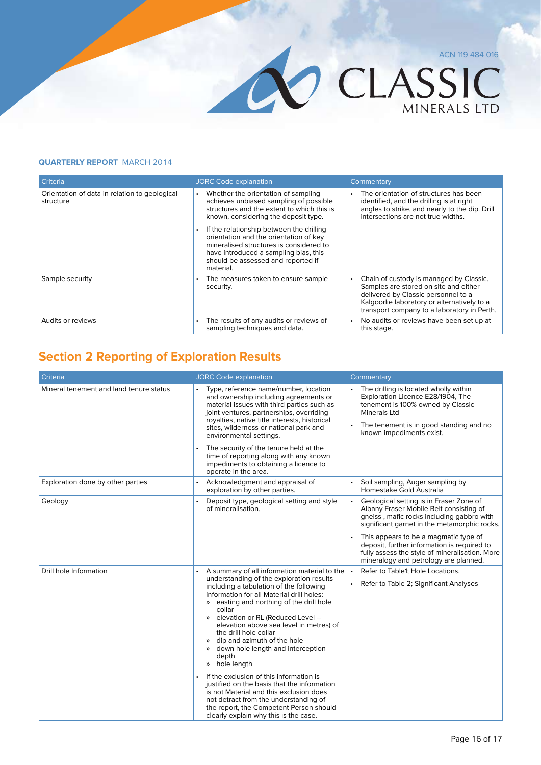| Criteria | JORC Code explanation | Commentary |
|---|---|---|
| Orientation of data in relation to geological structure | • Whether the orientation of sampling achieves unbiased sampling of possible structures and the extent to which this is known, considering the deposit type.<br>• If the relationship between the drilling orientation and the orientation of key mineralised structures is considered to have introduced a sampling bias, this should be assessed and reported if material. | • The orientation of structures has been identified, and the drilling is at right angles to strike, and nearly to the dip. Drill intersections are not true widths. |
| Sample security | • The measures taken to ensure sample security. | • Chain of custody is managed by Classic. Samples are stored on site and either delivered by Classic personnel to a Kalgoorlie laboratory or alternatively to a transport company to a laboratory in Perth. |
| Audits or reviews | • The results of any audits or reviews of sampling techniques and data. | • No audits or reviews have been set up at this stage. |

## Section 2 Reporting of Exploration Results

| Criteria | JORC Code explanation | Commentary |
|---|---|---|
| Mineral tenement and land tenure status | • Type, reference name/number, location and ownership including agreements or material issues with third parties such as joint ventures, partnerships, overriding royalties, native title interests, historical sites, wilderness or national park and environmental settings.<br>• The security of the tenure held at the time of reporting along with any known impediments to obtaining a licence to operate in the area. | • The drilling is located wholly within Exploration Licence E28/1904, The tenement is 100% owned by Classic Minerals Ltd<br>• The tenement is in good standing and no known impediments exist. |
| Exploration done by other parties | • Acknowledgment and appraisal of exploration by other parties. | • Soil sampling, Auger sampling by Homestake Gold Australia |
| Geology | • Deposit type, geological setting and style of mineralisation. | • Geological setting is in Fraser Zone of Albany Fraser Mobile Belt consisting of gneiss , mafic rocks including gabbro with significant garnet in the metamorphic rocks.<br>• This appears to be a magmatic type of deposit, further information is required to fully assess the style of mineralisation. More mineralogy and petrology are planned. |
| Drill hole Information | • A summary of all information material to the understanding of the exploration results including a tabulation of the following information for all Material drill holes:<br>» easting and northing of the drill hole collar<br>» elevation or RL (Reduced Level – elevation above sea level in metres) of the drill hole collar<br>» dip and azimuth of the hole<br>» down hole length and interception depth<br>» hole length<br>• If the exclusion of this information is justified on the basis that the information is not Material and this exclusion does not detract from the understanding of the report, the Competent Person should clearly explain why this is the case. | • Refer to Table1; Hole Locations.<br>• Refer to Table 2; Significant Analyses |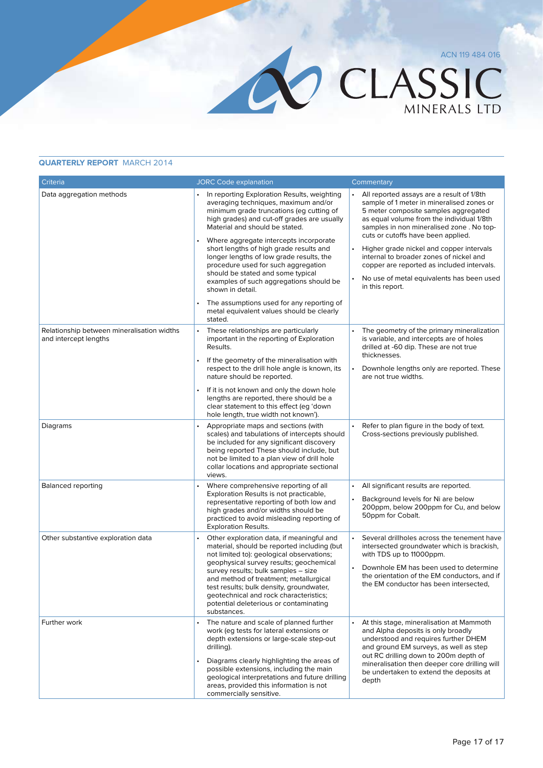**QUARTERLY REPORT** MARCH 2014

| Criteria | JORC Code explanation | Commentary |
|---|---|---|
| Data aggregation methods | • In reporting Exploration Results, weighting averaging techniques, maximum and/or minimum grade truncations (eg cutting of high grades) and cut-off grades are usually Material and should be stated.<br>• Where aggregate intercepts incorporate short lengths of high grade results and longer lengths of low grade results, the procedure used for such aggregation should be stated and some typical examples of such aggregations should be shown in detail.<br>• The assumptions used for any reporting of metal equivalent values should be clearly stated. | • All reported assays are a result of 1/8th sample of 1 meter in mineralised zones or 5 meter composite samples aggregated as equal volume from the individual 1/8th samples in non mineralised zone . No top-cuts or cutoffs have been applied.<br>• Higher grade nickel and copper intervals internal to broader zones of nickel and copper are reported as included intervals.<br>• No use of metal equivalents has been used in this report. |
| Relationship between mineralisation widths and intercept lengths | • These relationships are particularly important in the reporting of Exploration Results.<br>• If the geometry of the mineralisation with respect to the drill hole angle is known, its nature should be reported.<br>• If it is not known and only the down hole lengths are reported, there should be a clear statement to this effect (eg 'down hole length, true width not known'). | • The geometry of the primary mineralization is variable, and intercepts are of holes drilled at -60 dip. These are not true thicknesses.<br>• Downhole lengths only are reported. These are not true widths. |
| Diagrams | • Appropriate maps and sections (with scales) and tabulations of intercepts should be included for any significant discovery being reported These should include, but not be limited to a plan view of drill hole collar locations and appropriate sectional views. | • Refer to plan figure in the body of text. Cross-sections previously published. |
| Balanced reporting | • Where comprehensive reporting of all Exploration Results is not practicable, representative reporting of both low and high grades and/or widths should be practiced to avoid misleading reporting of Exploration Results. | • All significant results are reported.<br>• Background levels for Ni are below 200ppm, below 200ppm for Cu, and below 50ppm for Cobalt. |
| Other substantive exploration data | • Other exploration data, if meaningful and material, should be reported including (but not limited to): geological observations; geophysical survey results; geochemical survey results; bulk samples – size and method of treatment; metallurgical test results; bulk density, groundwater, geotechnical and rock characteristics; potential deleterious or contaminating substances. | • Several drillholes across the tenement have intersected groundwater which is brackish, with TDS up to 11000ppm.<br>• Downhole EM has been used to determine the orientation of the EM conductors, and if the EM conductor has been intersected, |
| Further work | • The nature and scale of planned further work (eg tests for lateral extensions or depth extensions or large-scale step-out drilling).<br>• Diagrams clearly highlighting the areas of possible extensions, including the main geological interpretations and future drilling areas, provided this information is not commercially sensitive. | • At this stage, mineralisation at Mammoth and Alpha deposits is only broadly understood and requires further DHEM and ground EM surveys, as well as step out RC drilling down to 200m depth of mineralisation then deeper core drilling will be undertaken to extend the deposits at depth |